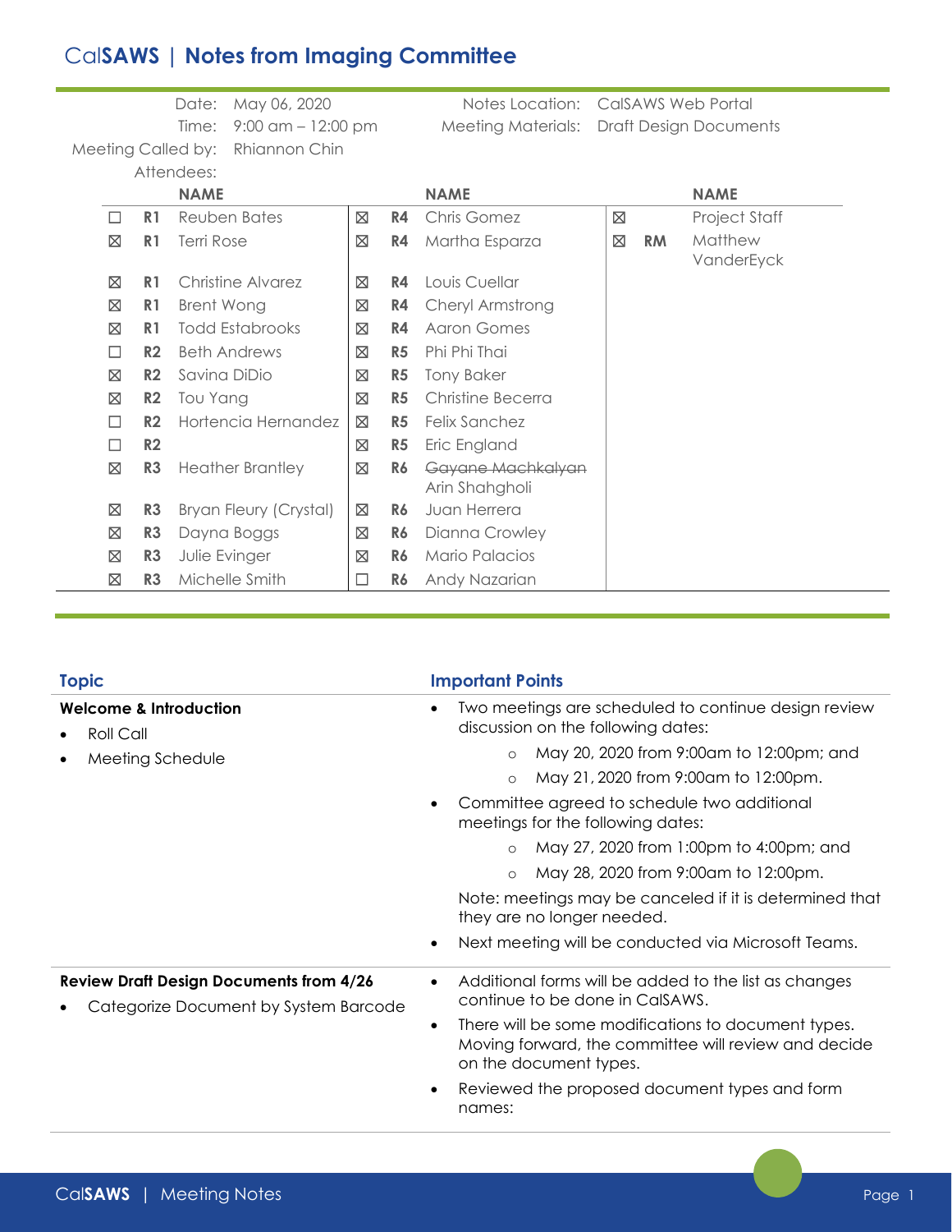# CalSAWS | Notes from Imaging Committee

| | | | |
|---|---|---|---|
| Date: | May 06, 2020 | Notes Location: | CalSAWS Web Portal |
| Time: | 9:00 am – 12:00 pm | Meeting Materials: | Draft Design Documents |
| Meeting Called by: | Rhiannon Chin | | |
| Attendees: | | | |

| | | NAME | | | NAME | | | NAME |
|---|---|---|---|---|---|---|---|---|
| ☐ | **R1** | Reuben Bates | ☒ | **R4** | Chris Gomez | ☒ | | Project Staff |
| ☒ | **R1** | Terri Rose | ☒ | **R4** | Martha Esparza | ☒ | **RM** | Matthew VanderEyck |
| ☒ | **R1** | Christine Alvarez | ☒ | **R4** | Louis Cuellar | | | |
| ☒ | **R1** | Brent Wong | ☒ | **R4** | Cheryl Armstrong | | | |
| ☒ | **R1** | Todd Estabrooks | ☒ | **R4** | Aaron Gomes | | | |
| ☐ | **R2** | Beth Andrews | ☒ | **R5** | Phi Phi Thai | | | |
| ☒ | **R2** | Savina DiDio | ☒ | **R5** | Tony Baker | | | |
| ☒ | **R2** | Tou Yang | ☒ | **R5** | Christine Becerra | | | |
| ☐ | **R2** | Hortencia Hernandez | ☒ | **R5** | Felix Sanchez | | | |
| ☐ | **R2** | | ☒ | **R5** | Eric England | | | |
| ☒ | **R3** | Heather Brantley | ☒ | **R6** | ~~Gayane Machkalyan~~ Arin Shahgholi | | | |
| ☒ | **R3** | Bryan Fleury (Crystal) | ☒ | **R6** | Juan Herrera | | | |
| ☒ | **R3** | Dayna Boggs | ☒ | **R6** | Dianna Crowley | | | |
| ☒ | **R3** | Julie Evinger | ☒ | **R6** | Mario Palacios | | | |
| ☒ | **R3** | Michelle Smith | ☐ | **R6** | Andy Nazarian | | | |

| Topic | Important Points |
|---|---|
| **Welcome & Introduction**<br>• Roll Call<br>• Meeting Schedule | • Two meetings are scheduled to continue design review discussion on the following dates:<br>  ○ May 20, 2020 from 9:00am to 12:00pm; and<br>  ○ May 21, 2020 from 9:00am to 12:00pm.<br>• Committee agreed to schedule two additional meetings for the following dates:<br>  ○ May 27, 2020 from 1:00pm to 4:00pm; and<br>  ○ May 28, 2020 from 9:00am to 12:00pm.<br>Note: meetings may be canceled if it is determined that they are no longer needed.<br>• Next meeting will be conducted via Microsoft Teams. |
| **Review Draft Design Documents from 4/26**<br>• Categorize Document by System Barcode | • Additional forms will be added to the list as changes continue to be done in CalSAWS.<br>• There will be some modifications to document types. Moving forward, the committee will review and decide on the document types.<br>• Reviewed the proposed document types and form names: |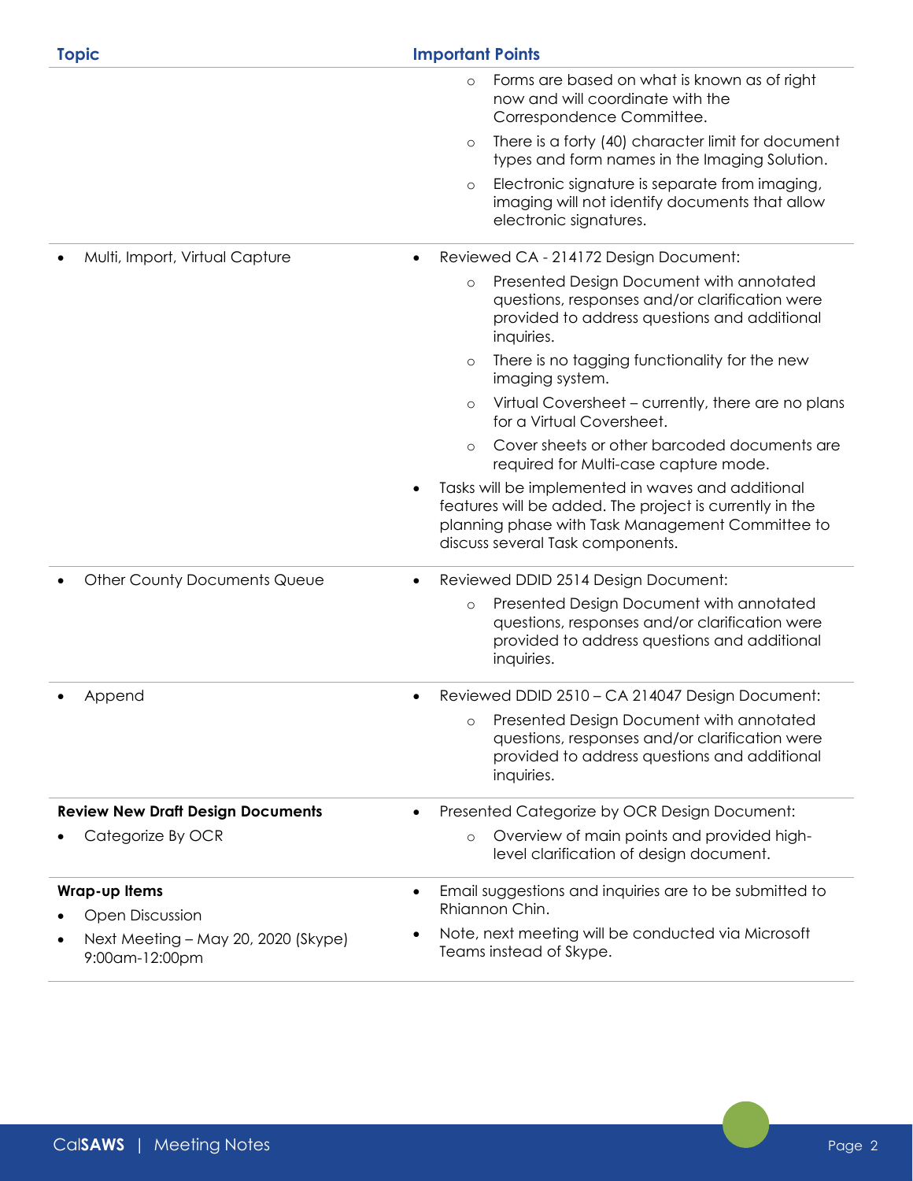| Topic | Important Points |
| --- | --- |
| | ◦ Forms are based on what is known as of right now and will coordinate with the Correspondence Committee.<br>◦ There is a forty (40) character limit for document types and form names in the Imaging Solution.<br>◦ Electronic signature is separate from imaging, imaging will not identify documents that allow electronic signatures. |
| • Multi, Import, Virtual Capture | • Reviewed CA - 214172 Design Document:<br>◦ Presented Design Document with annotated questions, responses and/or clarification were provided to address questions and additional inquiries.<br>◦ There is no tagging functionality for the new imaging system.<br>◦ Virtual Coversheet – currently, there are no plans for a Virtual Coversheet.<br>◦ Cover sheets or other barcoded documents are required for Multi-case capture mode.<br>• Tasks will be implemented in waves and additional features will be added. The project is currently in the planning phase with Task Management Committee to discuss several Task components. |
| • Other County Documents Queue | • Reviewed DDID 2514 Design Document:<br>◦ Presented Design Document with annotated questions, responses and/or clarification were provided to address questions and additional inquiries. |
| • Append | • Reviewed DDID 2510 – CA 214047 Design Document:<br>◦ Presented Design Document with annotated questions, responses and/or clarification were provided to address questions and additional inquiries. |
| **Review New Draft Design Documents**<br>• Categorize By OCR | • Presented Categorize by OCR Design Document:<br>◦ Overview of main points and provided high-level clarification of design document. |
| **Wrap-up Items**<br>• Open Discussion<br>• Next Meeting – May 20, 2020 (Skype) 9:00am-12:00pm | • Email suggestions and inquiries are to be submitted to Rhiannon Chin.<br>• Note, next meeting will be conducted via Microsoft Teams instead of Skype. |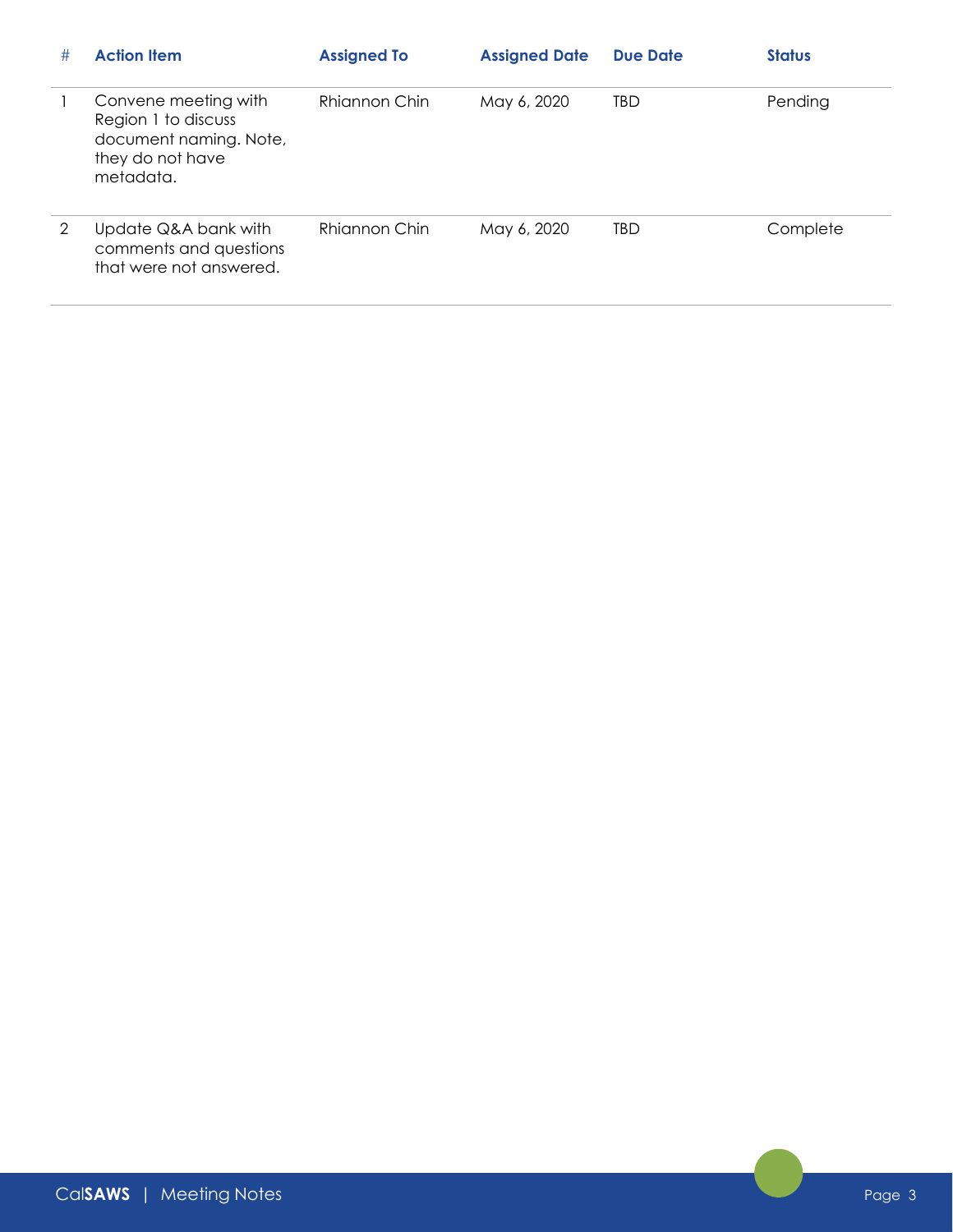| # | Action Item | Assigned To | Assigned Date | Due Date | Status |
|---|---|---|---|---|---|
| 1 | Convene meeting with Region 1 to discuss document naming. Note, they do not have metadata. | Rhiannon Chin | May 6, 2020 | TBD | Pending |
| 2 | Update Q&A bank with comments and questions that were not answered. | Rhiannon Chin | May 6, 2020 | TBD | Complete |